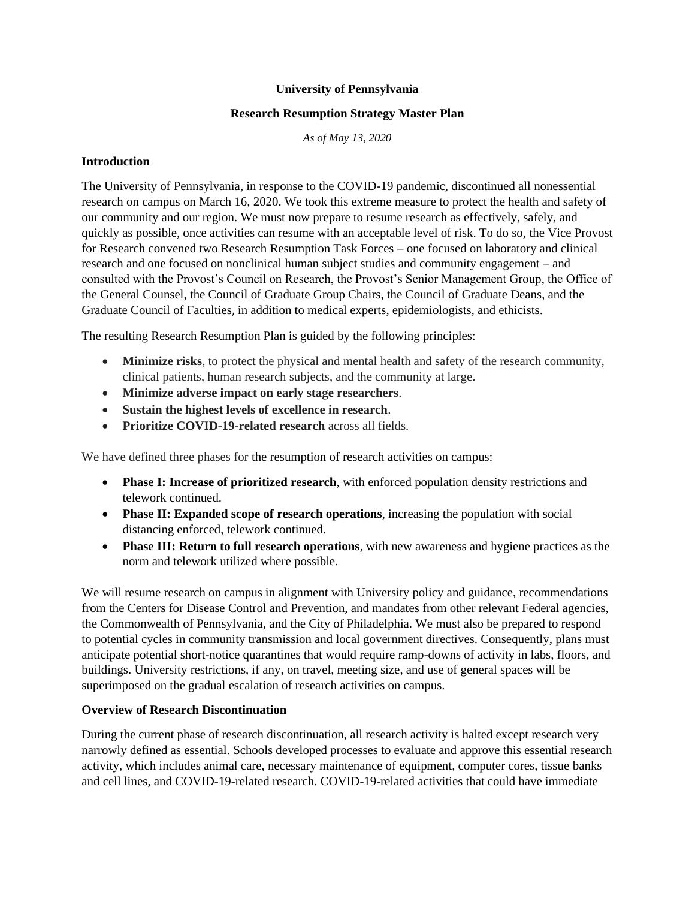**University of Pennsylvania**

**Research Resumption Strategy Master Plan**

*As of May 13, 2020*

## Introduction

The University of Pennsylvania, in response to the COVID-19 pandemic, discontinued all nonessential research on campus on March 16, 2020. We took this extreme measure to protect the health and safety of our community and our region. We must now prepare to resume research as effectively, safely, and quickly as possible, once activities can resume with an acceptable level of risk. To do so, the Vice Provost for Research convened two Research Resumption Task Forces – one focused on laboratory and clinical research and one focused on nonclinical human subject studies and community engagement – and consulted with the Provost's Council on Research, the Provost's Senior Management Group, the Office of the General Counsel, the Council of Graduate Group Chairs, the Council of Graduate Deans, and the Graduate Council of Faculties, in addition to medical experts, epidemiologists, and ethicists.

The resulting Research Resumption Plan is guided by the following principles:

- **Minimize risks**, to protect the physical and mental health and safety of the research community, clinical patients, human research subjects, and the community at large.
- **Minimize adverse impact on early stage researchers**.
- **Sustain the highest levels of excellence in research**.
- **Prioritize COVID-19-related research** across all fields.

We have defined three phases for the resumption of research activities on campus:

- **Phase I: Increase of prioritized research**, with enforced population density restrictions and telework continued.
- **Phase II: Expanded scope of research operations**, increasing the population with social distancing enforced, telework continued.
- **Phase III: Return to full research operations**, with new awareness and hygiene practices as the norm and telework utilized where possible.

We will resume research on campus in alignment with University policy and guidance, recommendations from the Centers for Disease Control and Prevention, and mandates from other relevant Federal agencies, the Commonwealth of Pennsylvania, and the City of Philadelphia. We must also be prepared to respond to potential cycles in community transmission and local government directives. Consequently, plans must anticipate potential short-notice quarantines that would require ramp-downs of activity in labs, floors, and buildings. University restrictions, if any, on travel, meeting size, and use of general spaces will be superimposed on the gradual escalation of research activities on campus.

## Overview of Research Discontinuation

During the current phase of research discontinuation, all research activity is halted except research very narrowly defined as essential. Schools developed processes to evaluate and approve this essential research activity, which includes animal care, necessary maintenance of equipment, computer cores, tissue banks and cell lines, and COVID-19-related research. COVID-19-related activities that could have immediate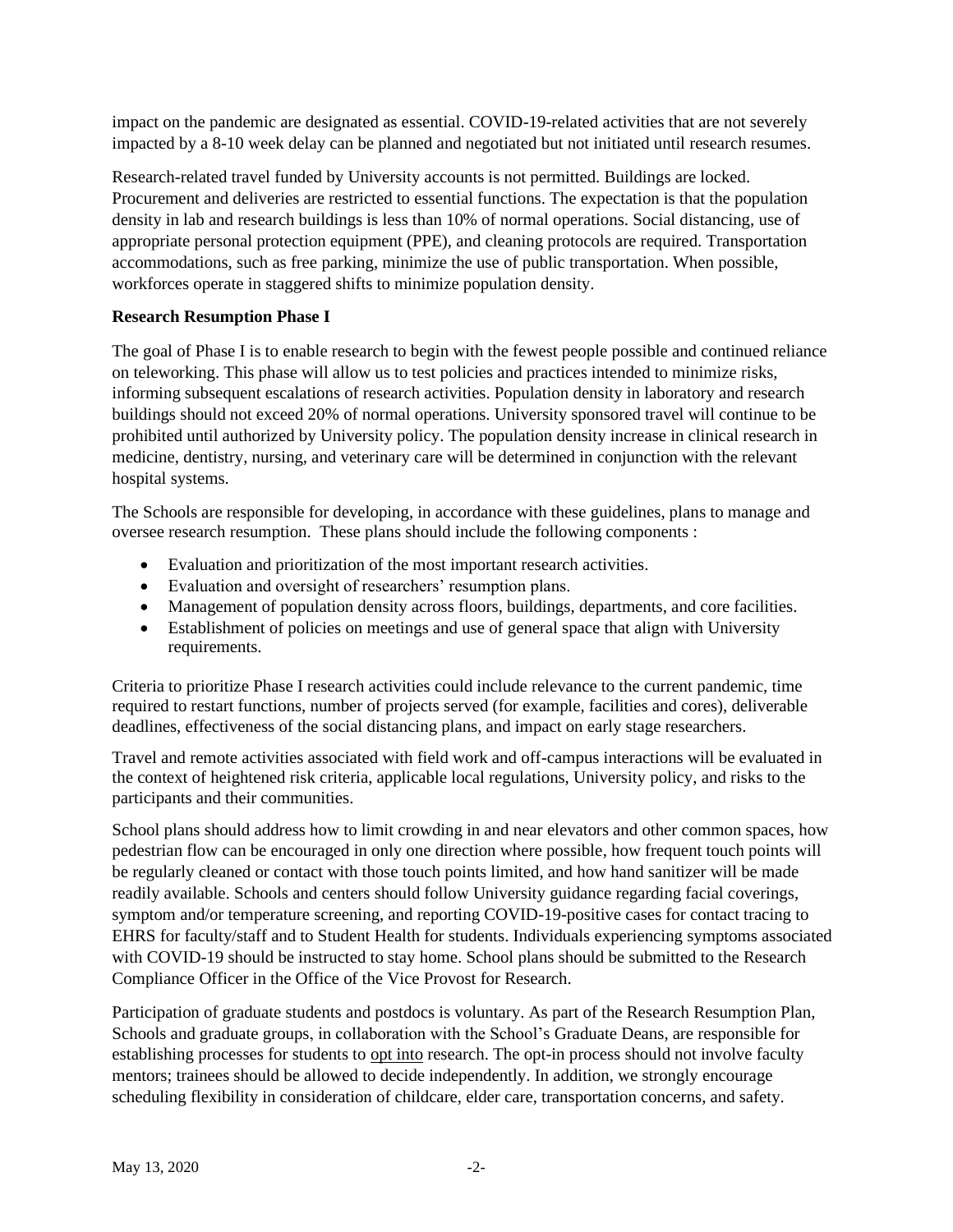impact on the pandemic are designated as essential. COVID-19-related activities that are not severely impacted by a 8-10 week delay can be planned and negotiated but not initiated until research resumes.

Research-related travel funded by University accounts is not permitted. Buildings are locked. Procurement and deliveries are restricted to essential functions. The expectation is that the population density in lab and research buildings is less than 10% of normal operations. Social distancing, use of appropriate personal protection equipment (PPE), and cleaning protocols are required. Transportation accommodations, such as free parking, minimize the use of public transportation. When possible, workforces operate in staggered shifts to minimize population density.

**Research Resumption Phase I**

The goal of Phase I is to enable research to begin with the fewest people possible and continued reliance on teleworking. This phase will allow us to test policies and practices intended to minimize risks, informing subsequent escalations of research activities. Population density in laboratory and research buildings should not exceed 20% of normal operations. University sponsored travel will continue to be prohibited until authorized by University policy. The population density increase in clinical research in medicine, dentistry, nursing, and veterinary care will be determined in conjunction with the relevant hospital systems.

The Schools are responsible for developing, in accordance with these guidelines, plans to manage and oversee research resumption. These plans should include the following components :

- Evaluation and prioritization of the most important research activities.
- Evaluation and oversight of researchers' resumption plans.
- Management of population density across floors, buildings, departments, and core facilities.
- Establishment of policies on meetings and use of general space that align with University requirements.

Criteria to prioritize Phase I research activities could include relevance to the current pandemic, time required to restart functions, number of projects served (for example, facilities and cores), deliverable deadlines, effectiveness of the social distancing plans, and impact on early stage researchers.

Travel and remote activities associated with field work and off-campus interactions will be evaluated in the context of heightened risk criteria, applicable local regulations, University policy, and risks to the participants and their communities.

School plans should address how to limit crowding in and near elevators and other common spaces, how pedestrian flow can be encouraged in only one direction where possible, how frequent touch points will be regularly cleaned or contact with those touch points limited, and how hand sanitizer will be made readily available. Schools and centers should follow University guidance regarding facial coverings, symptom and/or temperature screening, and reporting COVID-19-positive cases for contact tracing to EHRS for faculty/staff and to Student Health for students. Individuals experiencing symptoms associated with COVID-19 should be instructed to stay home. School plans should be submitted to the Research Compliance Officer in the Office of the Vice Provost for Research.

Participation of graduate students and postdocs is voluntary. As part of the Research Resumption Plan, Schools and graduate groups, in collaboration with the School's Graduate Deans, are responsible for establishing processes for students to <u>opt into</u> research. The opt-in process should not involve faculty mentors; trainees should be allowed to decide independently. In addition, we strongly encourage scheduling flexibility in consideration of childcare, elder care, transportation concerns, and safety.

May 13, 2020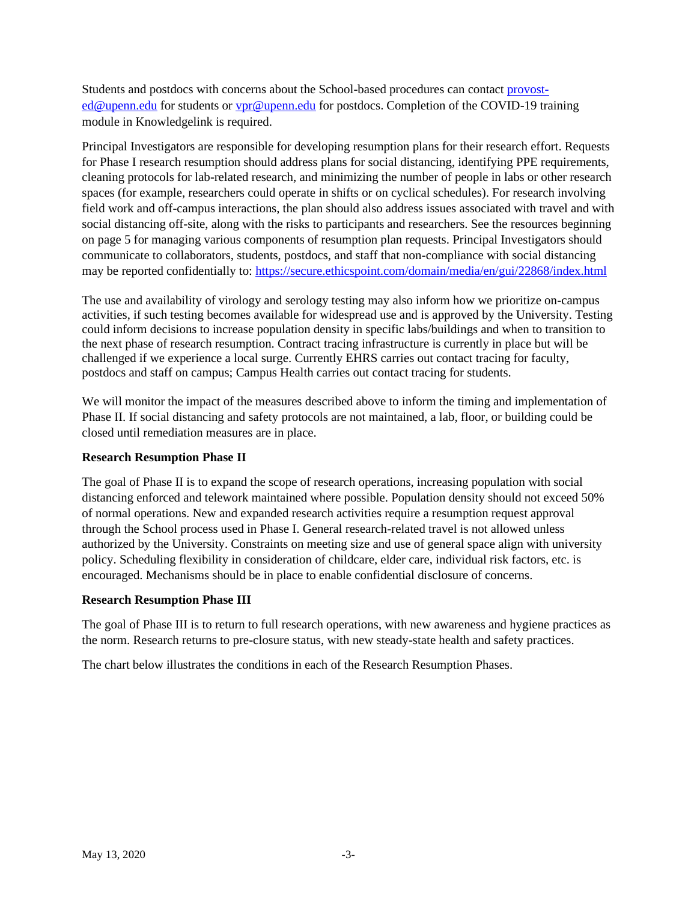Students and postdocs with concerns about the School-based procedures can contact [provost-ed@upenn.edu](mailto:provost-ed@upenn.edu) for students or [vpr@upenn.edu](mailto:vpr@upenn.edu) for postdocs. Completion of the COVID-19 training module in Knowledgelink is required.

Principal Investigators are responsible for developing resumption plans for their research effort. Requests for Phase I research resumption should address plans for social distancing, identifying PPE requirements, cleaning protocols for lab-related research, and minimizing the number of people in labs or other research spaces (for example, researchers could operate in shifts or on cyclical schedules). For research involving field work and off-campus interactions, the plan should also address issues associated with travel and with social distancing off-site, along with the risks to participants and researchers. See the resources beginning on page 5 for managing various components of resumption plan requests. Principal Investigators should communicate to collaborators, students, postdocs, and staff that non-compliance with social distancing may be reported confidentially to: https://secure.ethicspoint.com/domain/media/en/gui/22868/index.html

The use and availability of virology and serology testing may also inform how we prioritize on-campus activities, if such testing becomes available for widespread use and is approved by the University. Testing could inform decisions to increase population density in specific labs/buildings and when to transition to the next phase of research resumption. Contract tracing infrastructure is currently in place but will be challenged if we experience a local surge. Currently EHRS carries out contact tracing for faculty, postdocs and staff on campus; Campus Health carries out contact tracing for students.

We will monitor the impact of the measures described above to inform the timing and implementation of Phase II. If social distancing and safety protocols are not maintained, a lab, floor, or building could be closed until remediation measures are in place.

**Research Resumption Phase II**

The goal of Phase II is to expand the scope of research operations, increasing population with social distancing enforced and telework maintained where possible. Population density should not exceed 50% of normal operations. New and expanded research activities require a resumption request approval through the School process used in Phase I. General research-related travel is not allowed unless authorized by the University. Constraints on meeting size and use of general space align with university policy. Scheduling flexibility in consideration of childcare, elder care, individual risk factors, etc. is encouraged. Mechanisms should be in place to enable confidential disclosure of concerns.

**Research Resumption Phase III**

The goal of Phase III is to return to full research operations, with new awareness and hygiene practices as the norm. Research returns to pre-closure status, with new steady-state health and safety practices.

The chart below illustrates the conditions in each of the Research Resumption Phases.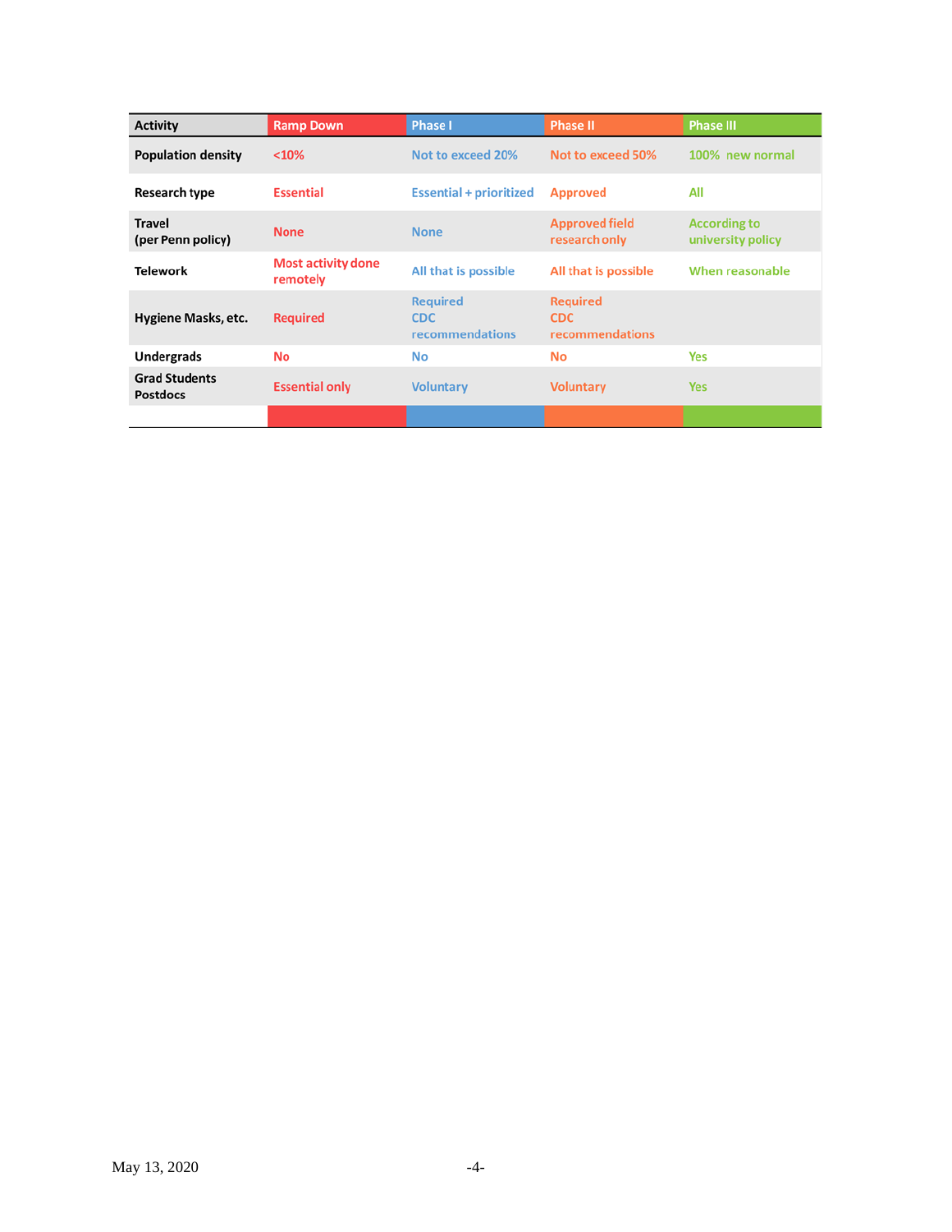| Activity | Ramp Down | Phase I | Phase II | Phase III |
|---|---|---|---|---|
| Population density | <10% | Not to exceed 20% | Not to exceed 50% | 100% new normal |
| Research type | Essential | Essential + prioritized | Approved | All |
| Travel (per Penn policy) | None | None | Approved field research only | According to university policy |
| Telework | Most activity done remotely | All that is possible | All that is possible | When reasonable |
| Hygiene Masks, etc. | Required | Required CDC recommendations | Required CDC recommendations | |
| Undergrads | No | No | No | Yes |
| Grad Students Postdocs | Essential only | Voluntary | Voluntary | Yes |

May 13, 2020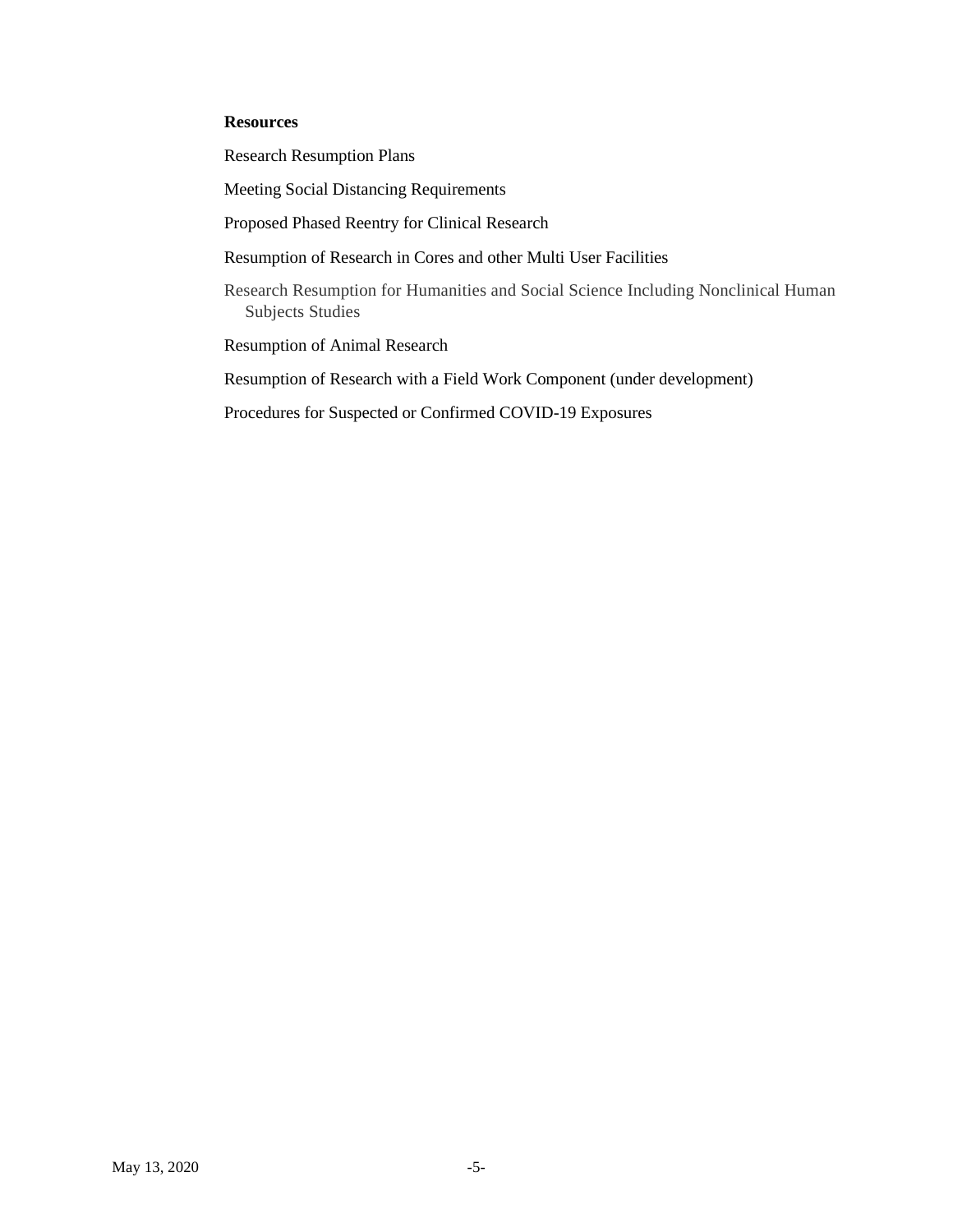**Resources**

Research Resumption Plans

Meeting Social Distancing Requirements

Proposed Phased Reentry for Clinical Research

Resumption of Research in Cores and other Multi User Facilities

Research Resumption for Humanities and Social Science Including Nonclinical Human Subjects Studies

Resumption of Animal Research

Resumption of Research with a Field Work Component (under development)

Procedures for Suspected or Confirmed COVID-19 Exposures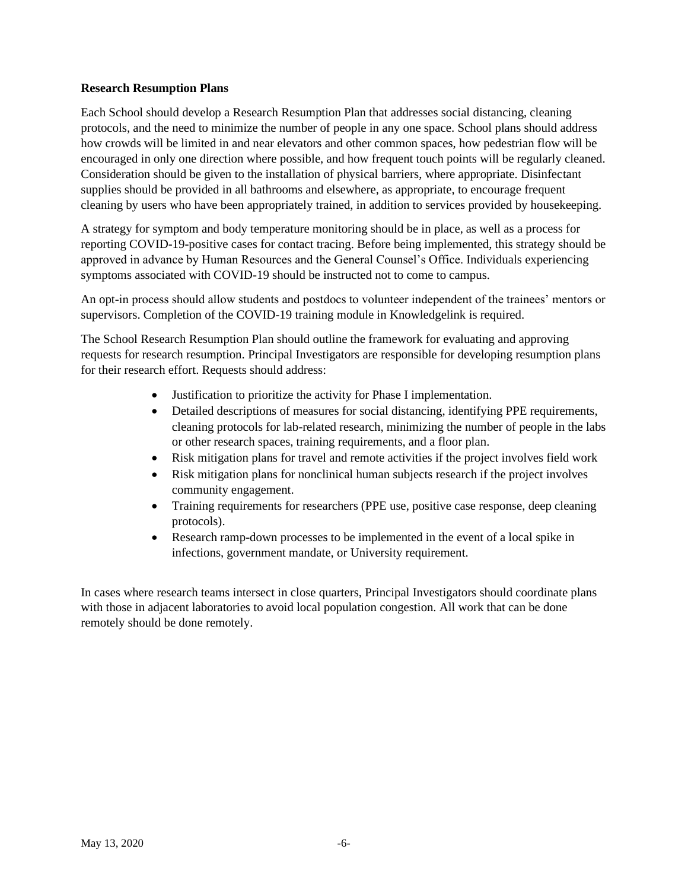**Research Resumption Plans**

Each School should develop a Research Resumption Plan that addresses social distancing, cleaning protocols, and the need to minimize the number of people in any one space. School plans should address how crowds will be limited in and near elevators and other common spaces, how pedestrian flow will be encouraged in only one direction where possible, and how frequent touch points will be regularly cleaned. Consideration should be given to the installation of physical barriers, where appropriate. Disinfectant supplies should be provided in all bathrooms and elsewhere, as appropriate, to encourage frequent cleaning by users who have been appropriately trained, in addition to services provided by housekeeping.

A strategy for symptom and body temperature monitoring should be in place, as well as a process for reporting COVID-19-positive cases for contact tracing. Before being implemented, this strategy should be approved in advance by Human Resources and the General Counsel's Office. Individuals experiencing symptoms associated with COVID-19 should be instructed not to come to campus.

An opt-in process should allow students and postdocs to volunteer independent of the trainees' mentors or supervisors. Completion of the COVID-19 training module in Knowledgelink is required.

The School Research Resumption Plan should outline the framework for evaluating and approving requests for research resumption. Principal Investigators are responsible for developing resumption plans for their research effort. Requests should address:

- Justification to prioritize the activity for Phase I implementation.
- Detailed descriptions of measures for social distancing, identifying PPE requirements, cleaning protocols for lab-related research, minimizing the number of people in the labs or other research spaces, training requirements, and a floor plan.
- Risk mitigation plans for travel and remote activities if the project involves field work
- Risk mitigation plans for nonclinical human subjects research if the project involves community engagement.
- Training requirements for researchers (PPE use, positive case response, deep cleaning protocols).
- Research ramp-down processes to be implemented in the event of a local spike in infections, government mandate, or University requirement.

In cases where research teams intersect in close quarters, Principal Investigators should coordinate plans with those in adjacent laboratories to avoid local population congestion. All work that can be done remotely should be done remotely.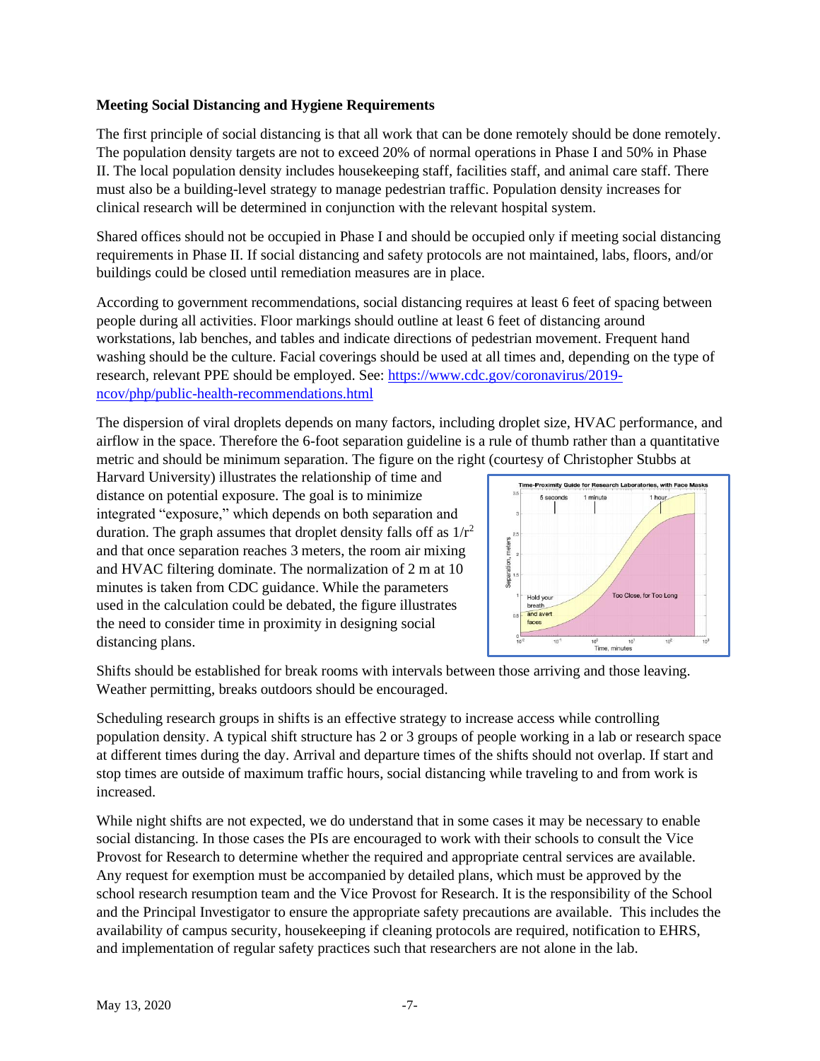**Meeting Social Distancing and Hygiene Requirements**

The first principle of social distancing is that all work that can be done remotely should be done remotely. The population density targets are not to exceed 20% of normal operations in Phase I and 50% in Phase II. The local population density includes housekeeping staff, facilities staff, and animal care staff. There must also be a building-level strategy to manage pedestrian traffic. Population density increases for clinical research will be determined in conjunction with the relevant hospital system.

Shared offices should not be occupied in Phase I and should be occupied only if meeting social distancing requirements in Phase II. If social distancing and safety protocols are not maintained, labs, floors, and/or buildings could be closed until remediation measures are in place.

According to government recommendations, social distancing requires at least 6 feet of spacing between people during all activities. Floor markings should outline at least 6 feet of distancing around workstations, lab benches, and tables and indicate directions of pedestrian movement. Frequent hand washing should be the culture. Facial coverings should be used at all times and, depending on the type of research, relevant PPE should be employed. See: [https://www.cdc.gov/coronavirus/2019-ncov/php/public-health-recommendations.html](https://www.cdc.gov/coronavirus/2019-ncov/php/public-health-recommendations.html)

The dispersion of viral droplets depends on many factors, including droplet size, HVAC performance, and airflow in the space. Therefore the 6-foot separation guideline is a rule of thumb rather than a quantitative metric and should be minimum separation. The figure on the right (courtesy of Christopher Stubbs at Harvard University) illustrates the relationship of time and distance on potential exposure. The goal is to minimize integrated "exposure," which depends on both separation and duration. The graph assumes that droplet density falls off as $1/r^2$ and that once separation reaches 3 meters, the room air mixing and HVAC filtering dominate. The normalization of 2 m at 10 minutes is taken from CDC guidance. While the parameters used in the calculation could be debated, the figure illustrates the need to consider time in proximity in designing social distancing plans.

Shifts should be established for break rooms with intervals between those arriving and those leaving. Weather permitting, breaks outdoors should be encouraged.

Scheduling research groups in shifts is an effective strategy to increase access while controlling population density. A typical shift structure has 2 or 3 groups of people working in a lab or research space at different times during the day. Arrival and departure times of the shifts should not overlap. If start and stop times are outside of maximum traffic hours, social distancing while traveling to and from work is increased.

While night shifts are not expected, we do understand that in some cases it may be necessary to enable social distancing. In those cases the PIs are encouraged to work with their schools to consult the Vice Provost for Research to determine whether the required and appropriate central services are available. Any request for exemption must be accompanied by detailed plans, which must be approved by the school research resumption team and the Vice Provost for Research. It is the responsibility of the School and the Principal Investigator to ensure the appropriate safety precautions are available. This includes the availability of campus security, housekeeping if cleaning protocols are required, notification to EHRS, and implementation of regular safety practices such that researchers are not alone in the lab.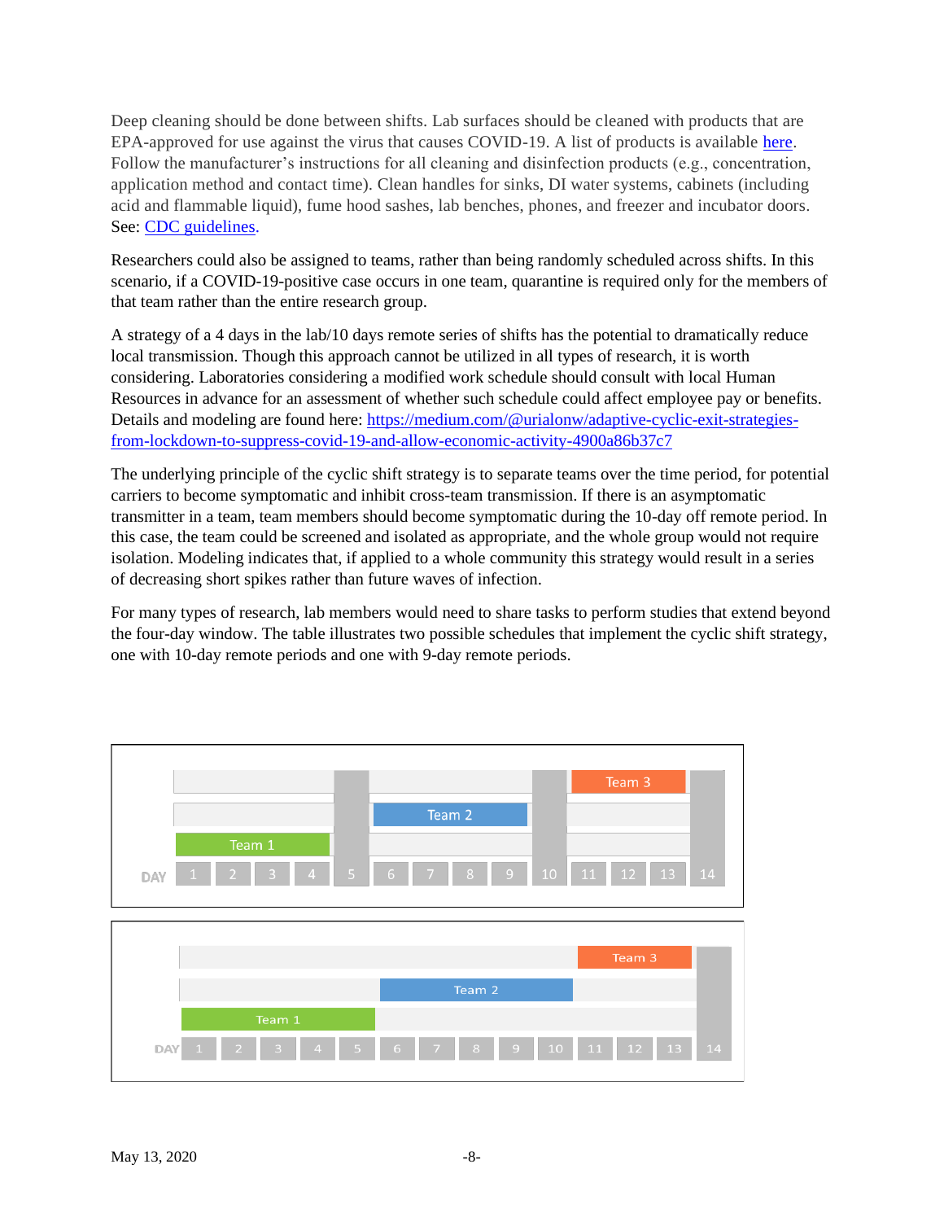Deep cleaning should be done between shifts. Lab surfaces should be cleaned with products that are EPA-approved for use against the virus that causes COVID-19. A list of products is available [here](). Follow the manufacturer's instructions for all cleaning and disinfection products (e.g., concentration, application method and contact time). Clean handles for sinks, DI water systems, cabinets (including acid and flammable liquid), fume hood sashes, lab benches, phones, and freezer and incubator doors. See: [CDC guidelines]().

Researchers could also be assigned to teams, rather than being randomly scheduled across shifts. In this scenario, if a COVID-19-positive case occurs in one team, quarantine is required only for the members of that team rather than the entire research group.

A strategy of a 4 days in the lab/10 days remote series of shifts has the potential to dramatically reduce local transmission. Though this approach cannot be utilized in all types of research, it is worth considering. Laboratories considering a modified work schedule should consult with local Human Resources in advance for an assessment of whether such schedule could affect employee pay or benefits. Details and modeling are found here: https://medium.com/@urialonw/adaptive-cyclic-exit-strategies-from-lockdown-to-suppress-covid-19-and-allow-economic-activity-4900a86b37c7

The underlying principle of the cyclic shift strategy is to separate teams over the time period, for potential carriers to become symptomatic and inhibit cross-team transmission. If there is an asymptomatic transmitter in a team, team members should become symptomatic during the 10-day off remote period. In this case, the team could be screened and isolated as appropriate, and the whole group would not require isolation. Modeling indicates that, if applied to a whole community this strategy would result in a series of decreasing short spikes rather than future waves of infection.

For many types of research, lab members would need to share tasks to perform studies that extend beyond the four-day window. The table illustrates two possible schedules that implement the cyclic shift strategy, one with 10-day remote periods and one with 9-day remote periods.

| DAY | 1 | 2 | 3 | 4 | 5 | 6 | 7 | 8 | 9 | 10 | 11 | 12 | 13 | 14 |
|---|---|---|---|---|---|---|---|---|---|---|---|---|---|---|
| Team 3 | | | | | | | | | | | Team 3 | Team 3 | Team 3 | |
| Team 2 | | | | | | Team 2 | Team 2 | Team 2 | Team 2 | | | | | |
| Team 1 | Team 1 | Team 1 | Team 1 | Team 1 | | | | | | | | | | |

| DAY | 1 | 2 | 3 | 4 | 5 | 6 | 7 | 8 | 9 | 10 | 11 | 12 | 13 | 14 |
|---|---|---|---|---|---|---|---|---|---|---|---|---|---|---|
| Team 3 | | | | | | | | | | | Team 3 | Team 3 | Team 3 | |
| Team 2 | | | | | | Team 2 | Team 2 | Team 2 | Team 2 | Team 2 | | | | |
| Team 1 | Team 1 | Team 1 | Team 1 | Team 1 | Team 1 | | | | | | | | | |

May 13, 2020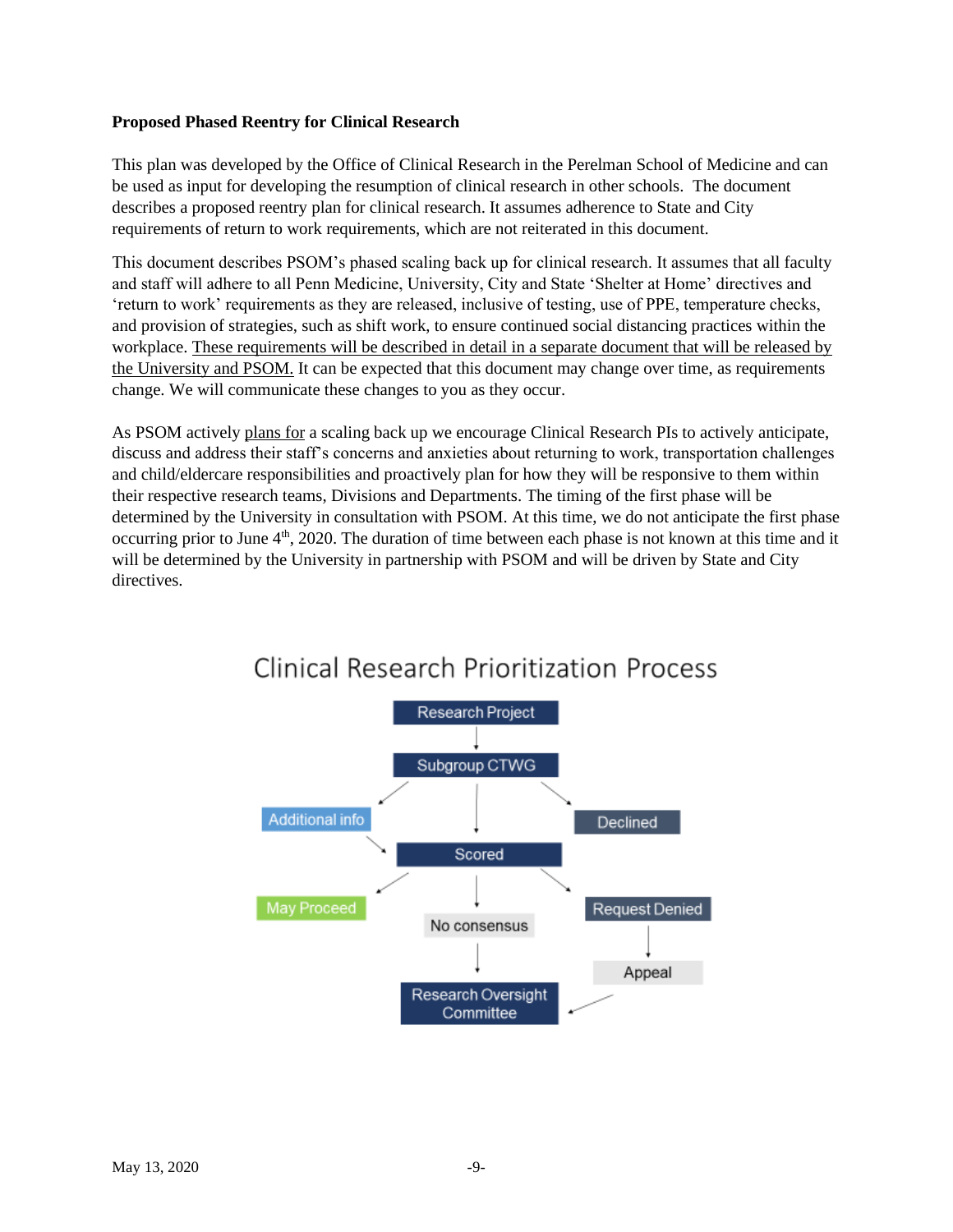**Proposed Phased Reentry for Clinical Research**

This plan was developed by the Office of Clinical Research in the Perelman School of Medicine and can be used as input for developing the resumption of clinical research in other schools. The document describes a proposed reentry plan for clinical research. It assumes adherence to State and City requirements of return to work requirements, which are not reiterated in this document.

This document describes PSOM's phased scaling back up for clinical research. It assumes that all faculty and staff will adhere to all Penn Medicine, University, City and State 'Shelter at Home' directives and 'return to work' requirements as they are released, inclusive of testing, use of PPE, temperature checks, and provision of strategies, such as shift work, to ensure continued social distancing practices within the workplace. These requirements will be described in detail in a separate document that will be released by the University and PSOM. It can be expected that this document may change over time, as requirements change. We will communicate these changes to you as they occur.

As PSOM actively plans for a scaling back up we encourage Clinical Research PIs to actively anticipate, discuss and address their staff's concerns and anxieties about returning to work, transportation challenges and child/eldercare responsibilities and proactively plan for how they will be responsive to them within their respective research teams, Divisions and Departments. The timing of the first phase will be determined by the University in consultation with PSOM. At this time, we do not anticipate the first phase occurring prior to June 4th, 2020. The duration of time between each phase is not known at this time and it will be determined by the University in partnership with PSOM and will be driven by State and City directives.

## Clinical Research Prioritization Process

- Research Project → Subgroup CTWG
- Subgroup CTWG → Additional info → Scored
- Subgroup CTWG → Scored
- Subgroup CTWG → Declined
- Scored → May Proceed
- Scored → No consensus → Research Oversight Committee
- Scored → Request Denied → Appeal → Research Oversight Committee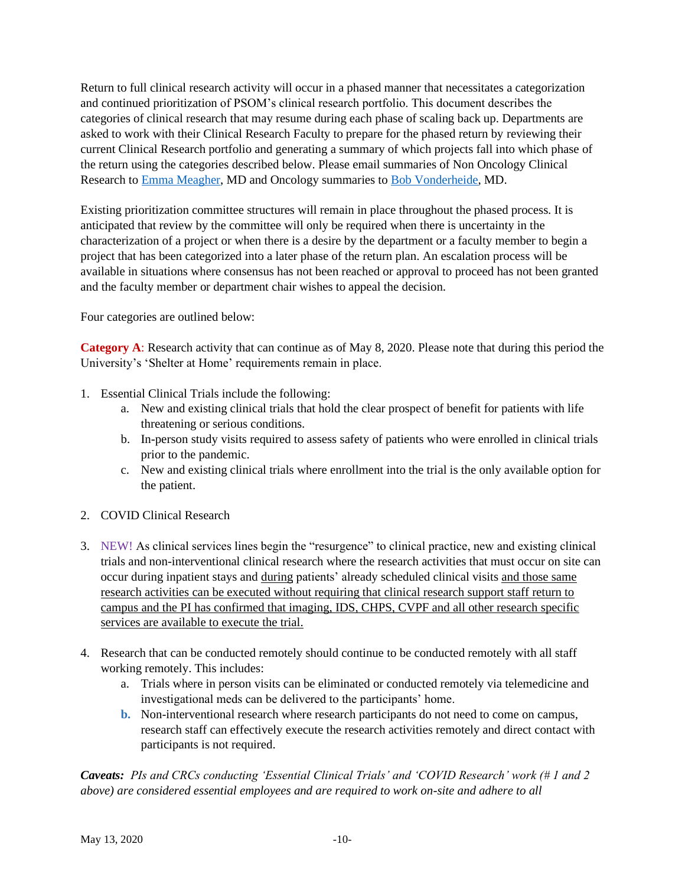Return to full clinical research activity will occur in a phased manner that necessitates a categorization and continued prioritization of PSOM's clinical research portfolio. This document describes the categories of clinical research that may resume during each phase of scaling back up. Departments are asked to work with their Clinical Research Faculty to prepare for the phased return by reviewing their current Clinical Research portfolio and generating a summary of which projects fall into which phase of the return using the categories described below. Please email summaries of Non Oncology Clinical Research to Emma Meagher, MD and Oncology summaries to Bob Vonderheide, MD.

Existing prioritization committee structures will remain in place throughout the phased process. It is anticipated that review by the committee will only be required when there is uncertainty in the characterization of a project or when there is a desire by the department or a faculty member to begin a project that has been categorized into a later phase of the return plan. An escalation process will be available in situations where consensus has not been reached or approval to proceed has not been granted and the faculty member or department chair wishes to appeal the decision.

Four categories are outlined below:

**Category A**: Research activity that can continue as of May 8, 2020. Please note that during this period the University's 'Shelter at Home' requirements remain in place.

1. Essential Clinical Trials include the following:
   a. New and existing clinical trials that hold the clear prospect of benefit for patients with life threatening or serious conditions.
   b. In-person study visits required to assess safety of patients who were enrolled in clinical trials prior to the pandemic.
   c. New and existing clinical trials where enrollment into the trial is the only available option for the patient.

2. COVID Clinical Research

3. NEW! As clinical services lines begin the "resurgence" to clinical practice, new and existing clinical trials and non-interventional clinical research where the research activities that must occur on site can occur during inpatient stays and <u>during</u> patients' already scheduled clinical visits <u>and those same research activities can be executed without requiring that clinical research support staff return to campus and the PI has confirmed that imaging, IDS, CHPS, CVPF and all other research specific services are available to execute the trial.</u>

4. Research that can be conducted remotely should continue to be conducted remotely with all staff working remotely. This includes:
   a. Trials where in person visits can be eliminated or conducted remotely via telemedicine and investigational meds can be delivered to the participants' home.
   b. Non-interventional research where research participants do not need to come on campus, research staff can effectively execute the research activities remotely and direct contact with participants is not required.

***Caveats:*** *PIs and CRCs conducting 'Essential Clinical Trials' and 'COVID Research' work (# 1 and 2 above) are considered essential employees and are required to work on-site and adhere to all*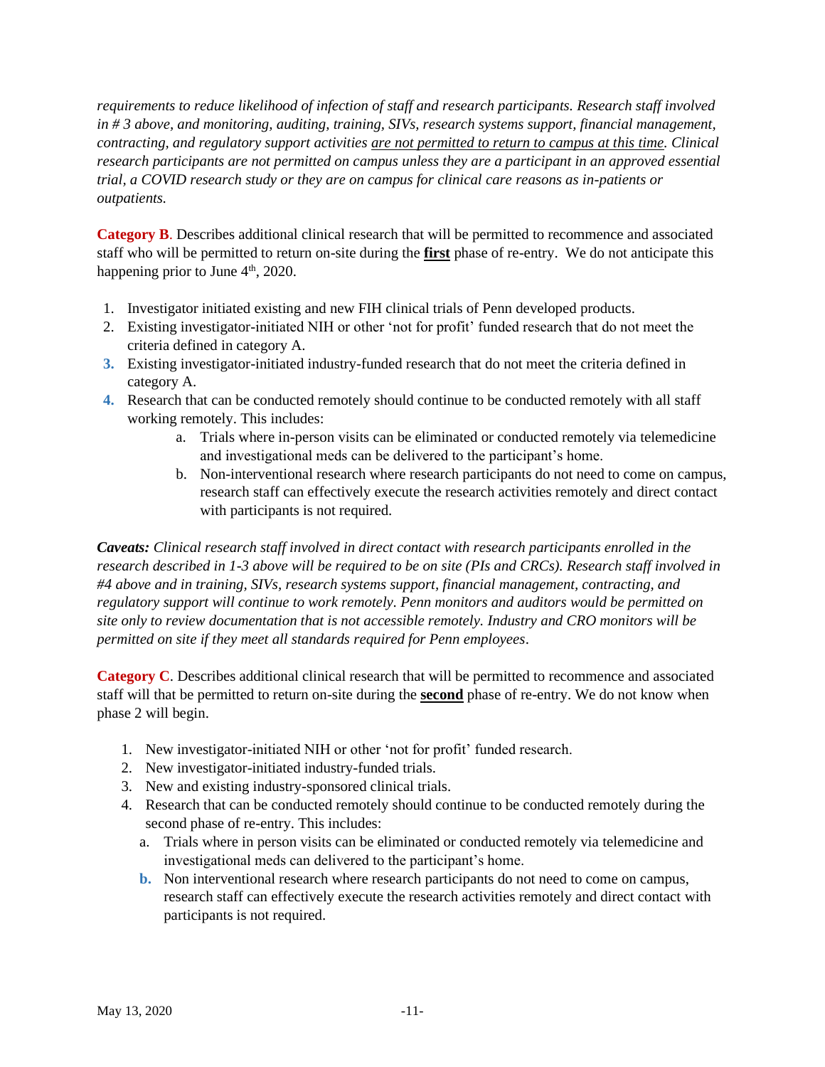*requirements to reduce likelihood of infection of staff and research participants. Research staff involved in # 3 above, and monitoring, auditing, training, SIVs, research systems support, financial management, contracting, and regulatory support activities <u>are not permitted to return to campus at this time</u>. Clinical research participants are not permitted on campus unless they are a participant in an approved essential trial, a COVID research study or they are on campus for clinical care reasons as in-patients or outpatients.*

**Category B**. Describes additional clinical research that will be permitted to recommence and associated staff who will be permitted to return on-site during the <u>**first**</u> phase of re-entry. We do not anticipate this happening prior to June 4th, 2020.

1. Investigator initiated existing and new FIH clinical trials of Penn developed products.
2. Existing investigator-initiated NIH or other 'not for profit' funded research that do not meet the criteria defined in category A.
3. Existing investigator-initiated industry-funded research that do not meet the criteria defined in category A.
4. Research that can be conducted remotely should continue to be conducted remotely with all staff working remotely. This includes:
    a. Trials where in-person visits can be eliminated or conducted remotely via telemedicine and investigational meds can be delivered to the participant's home.
    b. Non-interventional research where research participants do not need to come on campus, research staff can effectively execute the research activities remotely and direct contact with participants is not required.

***Caveats:*** *Clinical research staff involved in direct contact with research participants enrolled in the research described in 1-3 above will be required to be on site (PIs and CRCs). Research staff involved in #4 above and in training, SIVs, research systems support, financial management, contracting, and regulatory support will continue to work remotely. Penn monitors and auditors would be permitted on site only to review documentation that is not accessible remotely. Industry and CRO monitors will be permitted on site if they meet all standards required for Penn employees*.

**Category C**. Describes additional clinical research that will be permitted to recommence and associated staff will that be permitted to return on-site during the <u>**second**</u> phase of re-entry. We do not know when phase 2 will begin.

1. New investigator-initiated NIH or other 'not for profit' funded research.
2. New investigator-initiated industry-funded trials.
3. New and existing industry-sponsored clinical trials.
4. Research that can be conducted remotely should continue to be conducted remotely during the second phase of re-entry. This includes:
    a. Trials where in person visits can be eliminated or conducted remotely via telemedicine and investigational meds can delivered to the participant's home.
    b. Non interventional research where research participants do not need to come on campus, research staff can effectively execute the research activities remotely and direct contact with participants is not required.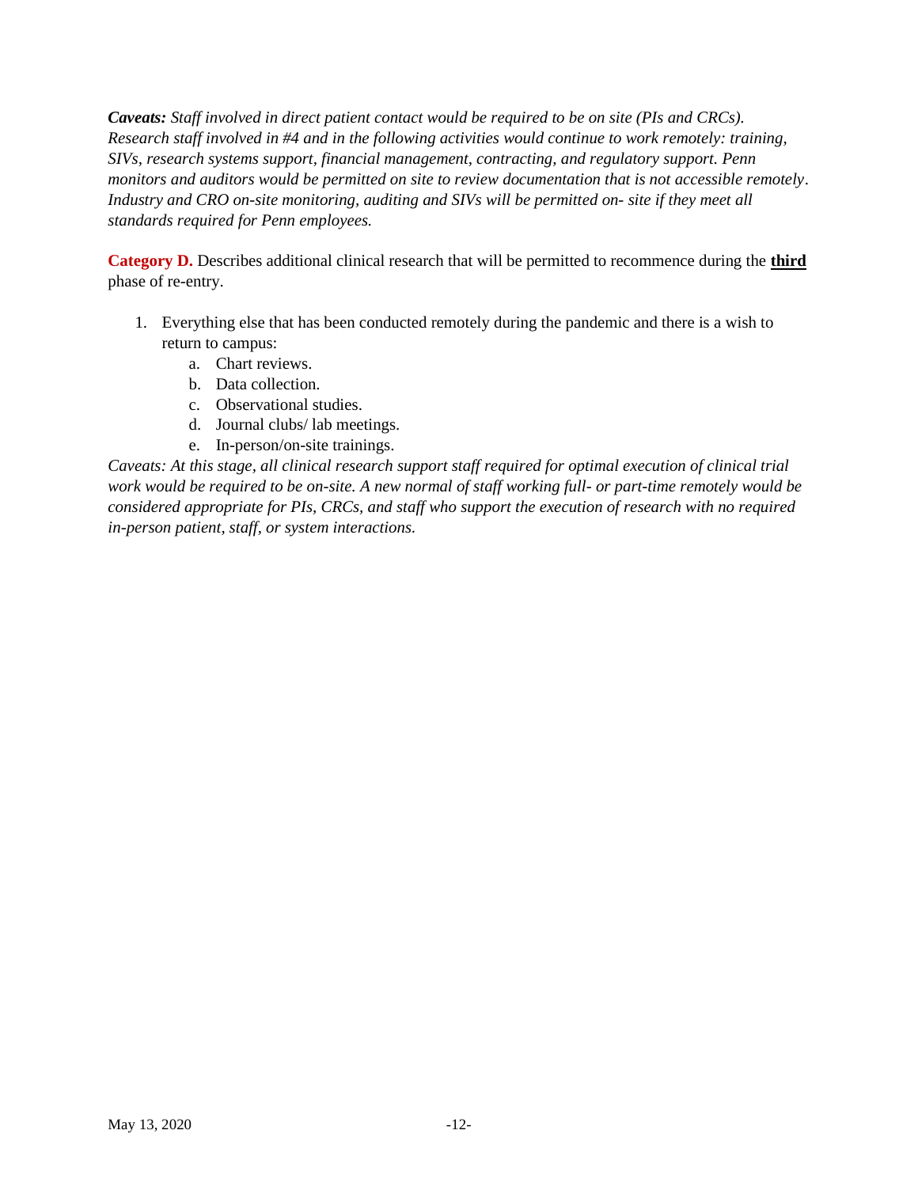***Caveats:*** *Staff involved in direct patient contact would be required to be on site (PIs and CRCs). Research staff involved in #4 and in the following activities would continue to work remotely: training, SIVs, research systems support, financial management, contracting, and regulatory support. Penn monitors and auditors would be permitted on site to review documentation that is not accessible remotely. Industry and CRO on-site monitoring, auditing and SIVs will be permitted on- site if they meet all standards required for Penn employees.*

**Category D.** Describes additional clinical research that will be permitted to recommence during the **third** phase of re-entry.

1. Everything else that has been conducted remotely during the pandemic and there is a wish to return to campus:
    a. Chart reviews.
    b. Data collection.
    c. Observational studies.
    d. Journal clubs/ lab meetings.
    e. In-person/on-site trainings.

*Caveats: At this stage, all clinical research support staff required for optimal execution of clinical trial work would be required to be on-site. A new normal of staff working full- or part-time remotely would be considered appropriate for PIs, CRCs, and staff who support the execution of research with no required in-person patient, staff, or system interactions.*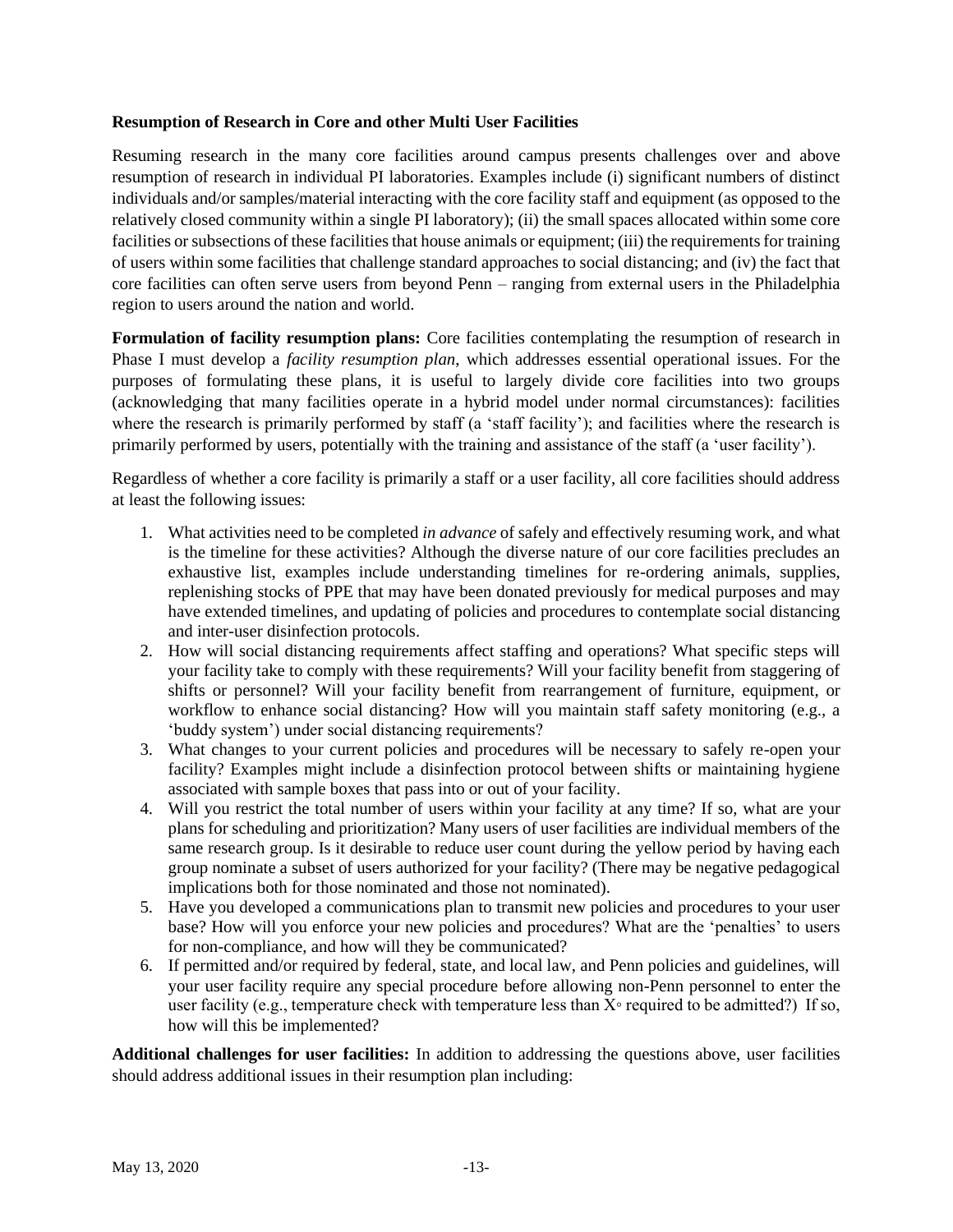**Resumption of Research in Core and other Multi User Facilities**

Resuming research in the many core facilities around campus presents challenges over and above resumption of research in individual PI laboratories. Examples include (i) significant numbers of distinct individuals and/or samples/material interacting with the core facility staff and equipment (as opposed to the relatively closed community within a single PI laboratory); (ii) the small spaces allocated within some core facilities or subsections of these facilities that house animals or equipment; (iii) the requirements for training of users within some facilities that challenge standard approaches to social distancing; and (iv) the fact that core facilities can often serve users from beyond Penn – ranging from external users in the Philadelphia region to users around the nation and world.

**Formulation of facility resumption plans:** Core facilities contemplating the resumption of research in Phase I must develop a *facility resumption plan*, which addresses essential operational issues. For the purposes of formulating these plans, it is useful to largely divide core facilities into two groups (acknowledging that many facilities operate in a hybrid model under normal circumstances): facilities where the research is primarily performed by staff (a 'staff facility'); and facilities where the research is primarily performed by users, potentially with the training and assistance of the staff (a 'user facility').

Regardless of whether a core facility is primarily a staff or a user facility, all core facilities should address at least the following issues:

1. What activities need to be completed *in advance* of safely and effectively resuming work, and what is the timeline for these activities? Although the diverse nature of our core facilities precludes an exhaustive list, examples include understanding timelines for re-ordering animals, supplies, replenishing stocks of PPE that may have been donated previously for medical purposes and may have extended timelines, and updating of policies and procedures to contemplate social distancing and inter-user disinfection protocols.
2. How will social distancing requirements affect staffing and operations? What specific steps will your facility take to comply with these requirements? Will your facility benefit from staggering of shifts or personnel? Will your facility benefit from rearrangement of furniture, equipment, or workflow to enhance social distancing? How will you maintain staff safety monitoring (e.g., a 'buddy system') under social distancing requirements?
3. What changes to your current policies and procedures will be necessary to safely re-open your facility? Examples might include a disinfection protocol between shifts or maintaining hygiene associated with sample boxes that pass into or out of your facility.
4. Will you restrict the total number of users within your facility at any time? If so, what are your plans for scheduling and prioritization? Many users of user facilities are individual members of the same research group. Is it desirable to reduce user count during the yellow period by having each group nominate a subset of users authorized for your facility? (There may be negative pedagogical implications both for those nominated and those not nominated).
5. Have you developed a communications plan to transmit new policies and procedures to your user base? How will you enforce your new policies and procedures? What are the 'penalties' to users for non-compliance, and how will they be communicated?
6. If permitted and/or required by federal, state, and local law, and Penn policies and guidelines, will your user facility require any special procedure before allowing non-Penn personnel to enter the user facility (e.g., temperature check with temperature less than X◦ required to be admitted?) If so, how will this be implemented?

**Additional challenges for user facilities:** In addition to addressing the questions above, user facilities should address additional issues in their resumption plan including: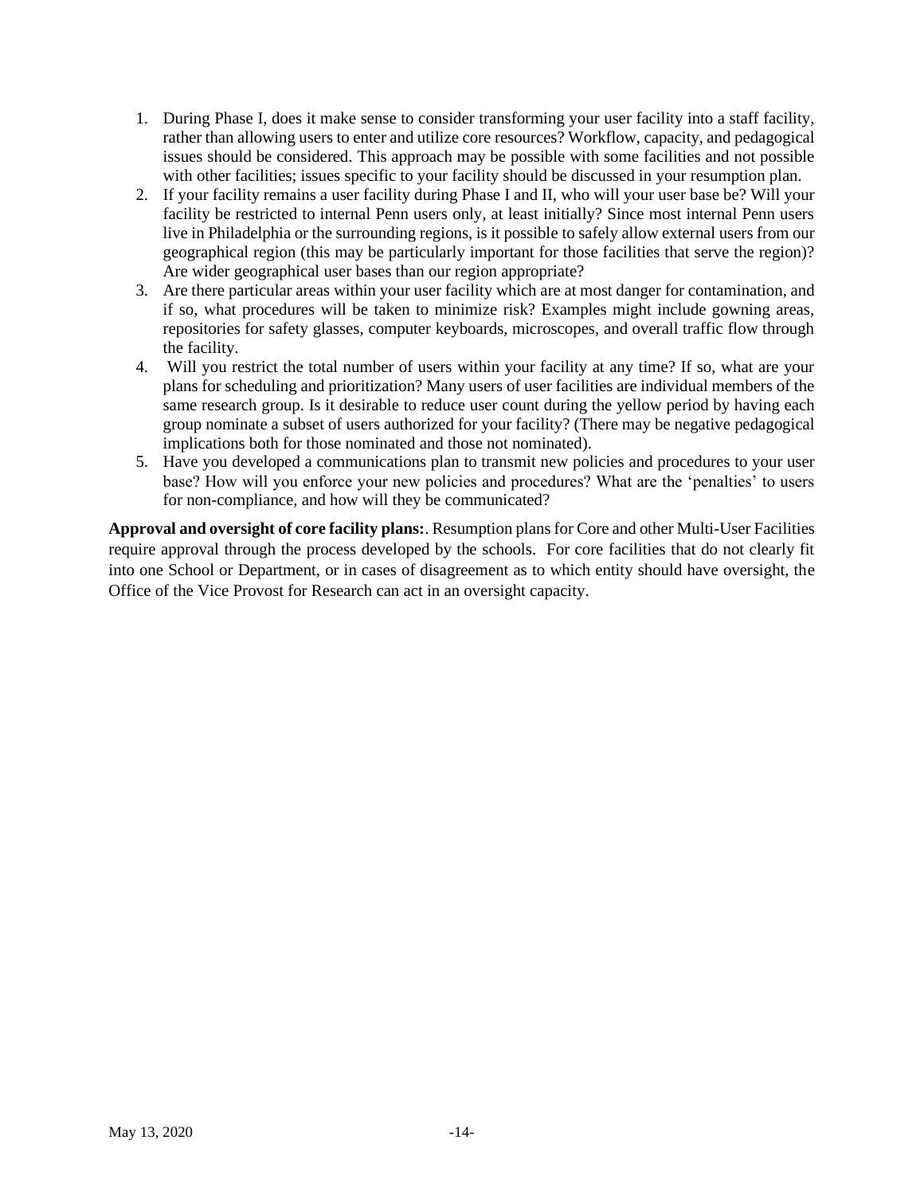1. During Phase I, does it make sense to consider transforming your user facility into a staff facility, rather than allowing users to enter and utilize core resources? Workflow, capacity, and pedagogical issues should be considered. This approach may be possible with some facilities and not possible with other facilities; issues specific to your facility should be discussed in your resumption plan.
2. If your facility remains a user facility during Phase I and II, who will your user base be? Will your facility be restricted to internal Penn users only, at least initially? Since most internal Penn users live in Philadelphia or the surrounding regions, is it possible to safely allow external users from our geographical region (this may be particularly important for those facilities that serve the region)? Are wider geographical user bases than our region appropriate?
3. Are there particular areas within your user facility which are at most danger for contamination, and if so, what procedures will be taken to minimize risk? Examples might include gowning areas, repositories for safety glasses, computer keyboards, microscopes, and overall traffic flow through the facility.
4. Will you restrict the total number of users within your facility at any time? If so, what are your plans for scheduling and prioritization? Many users of user facilities are individual members of the same research group. Is it desirable to reduce user count during the yellow period by having each group nominate a subset of users authorized for your facility? (There may be negative pedagogical implications both for those nominated and those not nominated).
5. Have you developed a communications plan to transmit new policies and procedures to your user base? How will you enforce your new policies and procedures? What are the 'penalties' to users for non-compliance, and how will they be communicated?

**Approval and oversight of core facility plans:**. Resumption plans for Core and other Multi-User Facilities require approval through the process developed by the schools. For core facilities that do not clearly fit into one School or Department, or in cases of disagreement as to which entity should have oversight, the Office of the Vice Provost for Research can act in an oversight capacity.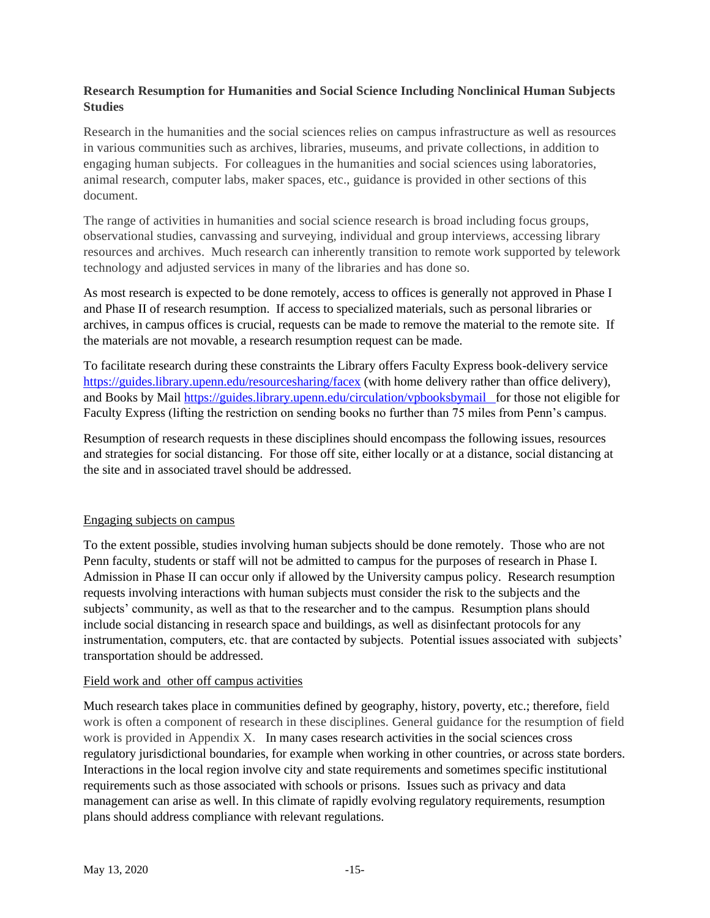**Research Resumption for Humanities and Social Science Including Nonclinical Human Subjects Studies**

Research in the humanities and the social sciences relies on campus infrastructure as well as resources in various communities such as archives, libraries, museums, and private collections, in addition to engaging human subjects. For colleagues in the humanities and social sciences using laboratories, animal research, computer labs, maker spaces, etc., guidance is provided in other sections of this document.

The range of activities in humanities and social science research is broad including focus groups, observational studies, canvassing and surveying, individual and group interviews, accessing library resources and archives. Much research can inherently transition to remote work supported by telework technology and adjusted services in many of the libraries and has done so.

As most research is expected to be done remotely, access to offices is generally not approved in Phase I and Phase II of research resumption. If access to specialized materials, such as personal libraries or archives, in campus offices is crucial, requests can be made to remove the material to the remote site. If the materials are not movable, a research resumption request can be made.

To facilitate research during these constraints the Library offers Faculty Express book-delivery service https://guides.library.upenn.edu/resourcesharing/facex (with home delivery rather than office delivery), and Books by Mail https://guides.library.upenn.edu/circulation/vpbooksbymail for those not eligible for Faculty Express (lifting the restriction on sending books no further than 75 miles from Penn's campus.

Resumption of research requests in these disciplines should encompass the following issues, resources and strategies for social distancing. For those off site, either locally or at a distance, social distancing at the site and in associated travel should be addressed.

Engaging subjects on campus

To the extent possible, studies involving human subjects should be done remotely. Those who are not Penn faculty, students or staff will not be admitted to campus for the purposes of research in Phase I. Admission in Phase II can occur only if allowed by the University campus policy. Research resumption requests involving interactions with human subjects must consider the risk to the subjects and the subjects' community, as well as that to the researcher and to the campus. Resumption plans should include social distancing in research space and buildings, as well as disinfectant protocols for any instrumentation, computers, etc. that are contacted by subjects. Potential issues associated with subjects' transportation should be addressed.

Field work and other off campus activities

Much research takes place in communities defined by geography, history, poverty, etc.; therefore, field work is often a component of research in these disciplines. General guidance for the resumption of field work is provided in Appendix X. In many cases research activities in the social sciences cross regulatory jurisdictional boundaries, for example when working in other countries, or across state borders. Interactions in the local region involve city and state requirements and sometimes specific institutional requirements such as those associated with schools or prisons. Issues such as privacy and data management can arise as well. In this climate of rapidly evolving regulatory requirements, resumption plans should address compliance with relevant regulations.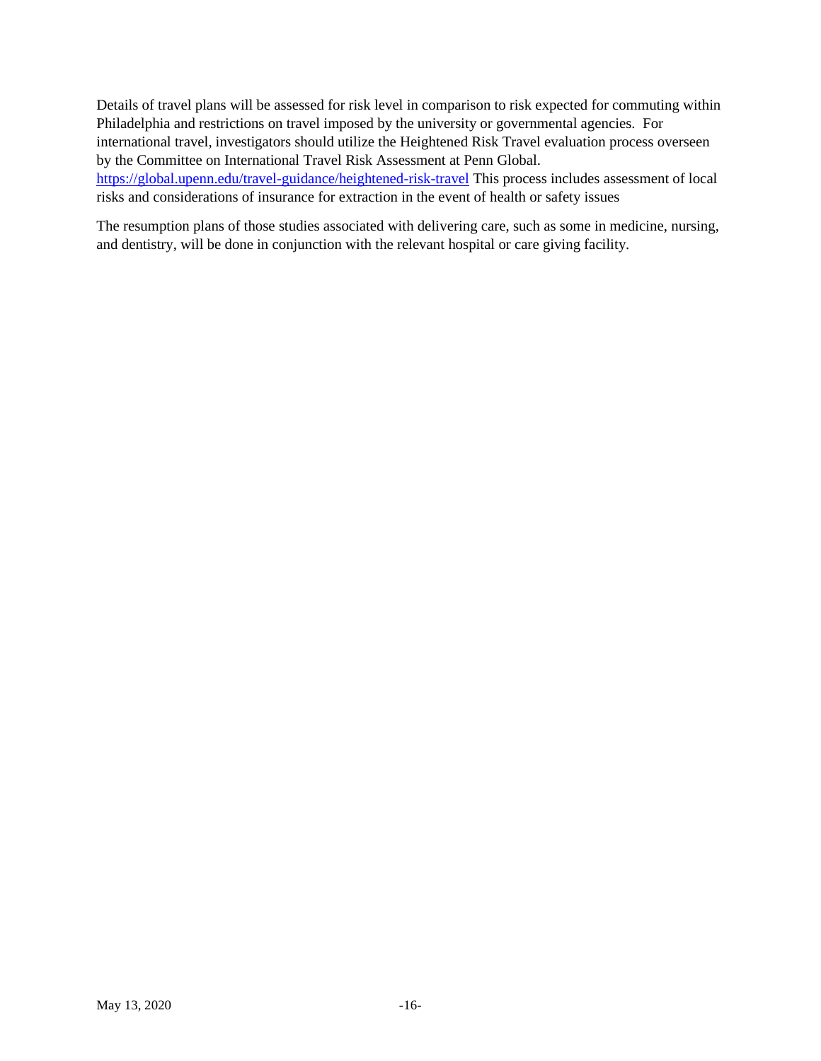Details of travel plans will be assessed for risk level in comparison to risk expected for commuting within Philadelphia and restrictions on travel imposed by the university or governmental agencies. For international travel, investigators should utilize the Heightened Risk Travel evaluation process overseen by the Committee on International Travel Risk Assessment at Penn Global. https://global.upenn.edu/travel-guidance/heightened-risk-travel This process includes assessment of local risks and considerations of insurance for extraction in the event of health or safety issues

The resumption plans of those studies associated with delivering care, such as some in medicine, nursing, and dentistry, will be done in conjunction with the relevant hospital or care giving facility.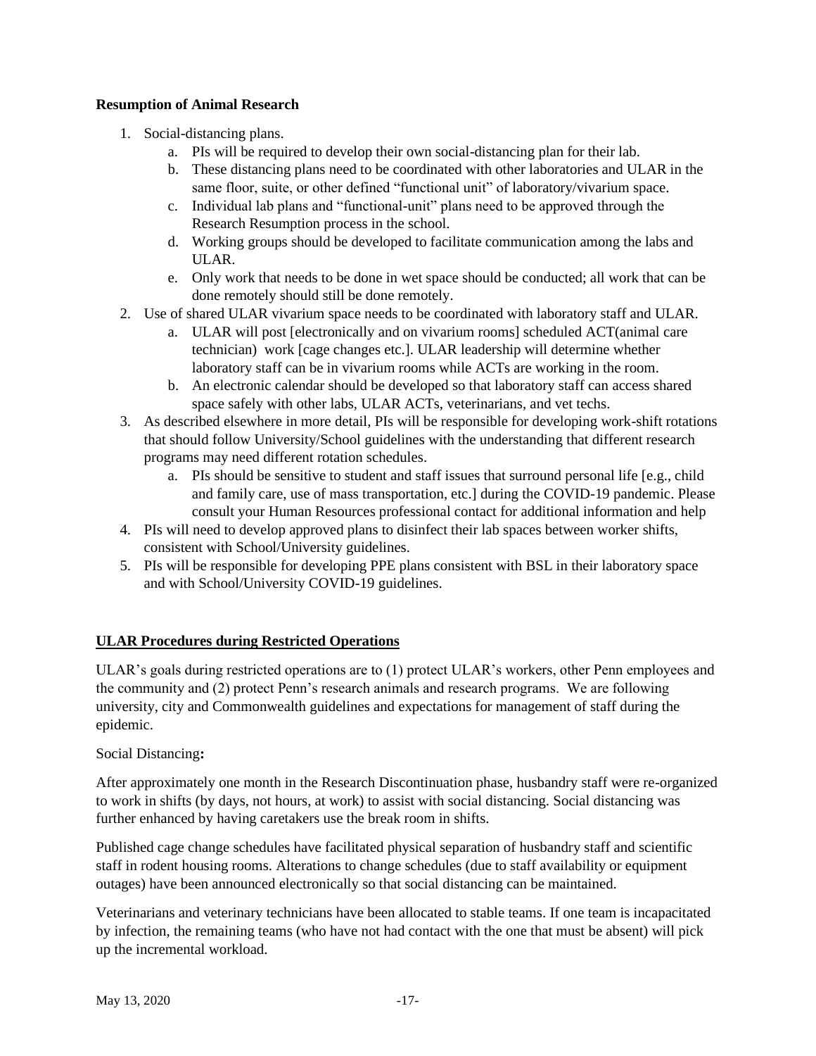**Resumption of Animal Research**

1. Social-distancing plans.
   a. PIs will be required to develop their own social-distancing plan for their lab.
   b. These distancing plans need to be coordinated with other laboratories and ULAR in the same floor, suite, or other defined "functional unit" of laboratory/vivarium space.
   c. Individual lab plans and "functional-unit" plans need to be approved through the Research Resumption process in the school.
   d. Working groups should be developed to facilitate communication among the labs and ULAR.
   e. Only work that needs to be done in wet space should be conducted; all work that can be done remotely should still be done remotely.
2. Use of shared ULAR vivarium space needs to be coordinated with laboratory staff and ULAR.
   a. ULAR will post [electronically and on vivarium rooms] scheduled ACT(animal care technician) work [cage changes etc.]. ULAR leadership will determine whether laboratory staff can be in vivarium rooms while ACTs are working in the room.
   b. An electronic calendar should be developed so that laboratory staff can access shared space safely with other labs, ULAR ACTs, veterinarians, and vet techs.
3. As described elsewhere in more detail, PIs will be responsible for developing work-shift rotations that should follow University/School guidelines with the understanding that different research programs may need different rotation schedules.
   a. PIs should be sensitive to student and staff issues that surround personal life [e.g., child and family care, use of mass transportation, etc.] during the COVID-19 pandemic. Please consult your Human Resources professional contact for additional information and help
4. PIs will need to develop approved plans to disinfect their lab spaces between worker shifts, consistent with School/University guidelines.
5. PIs will be responsible for developing PPE plans consistent with BSL in their laboratory space and with School/University COVID-19 guidelines.

**<u>ULAR Procedures during Restricted Operations</u>**

ULAR's goals during restricted operations are to (1) protect ULAR's workers, other Penn employees and the community and (2) protect Penn's research animals and research programs. We are following university, city and Commonwealth guidelines and expectations for management of staff during the epidemic.

Social Distancing**:**

After approximately one month in the Research Discontinuation phase, husbandry staff were re-organized to work in shifts (by days, not hours, at work) to assist with social distancing. Social distancing was further enhanced by having caretakers use the break room in shifts.

Published cage change schedules have facilitated physical separation of husbandry staff and scientific staff in rodent housing rooms. Alterations to change schedules (due to staff availability or equipment outages) have been announced electronically so that social distancing can be maintained.

Veterinarians and veterinary technicians have been allocated to stable teams. If one team is incapacitated by infection, the remaining teams (who have not had contact with the one that must be absent) will pick up the incremental workload.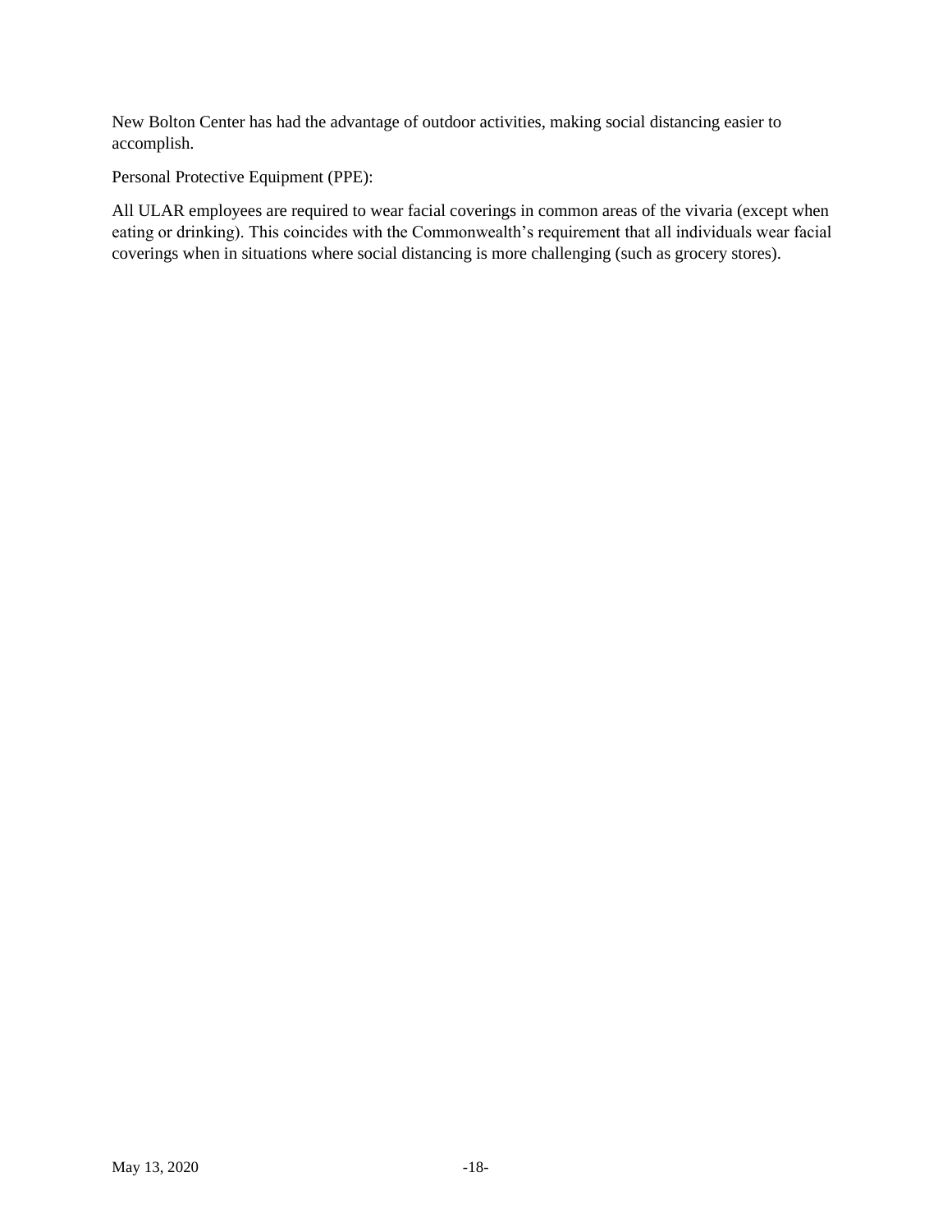New Bolton Center has had the advantage of outdoor activities, making social distancing easier to accomplish.

Personal Protective Equipment (PPE):

All ULAR employees are required to wear facial coverings in common areas of the vivaria (except when eating or drinking). This coincides with the Commonwealth's requirement that all individuals wear facial coverings when in situations where social distancing is more challenging (such as grocery stores).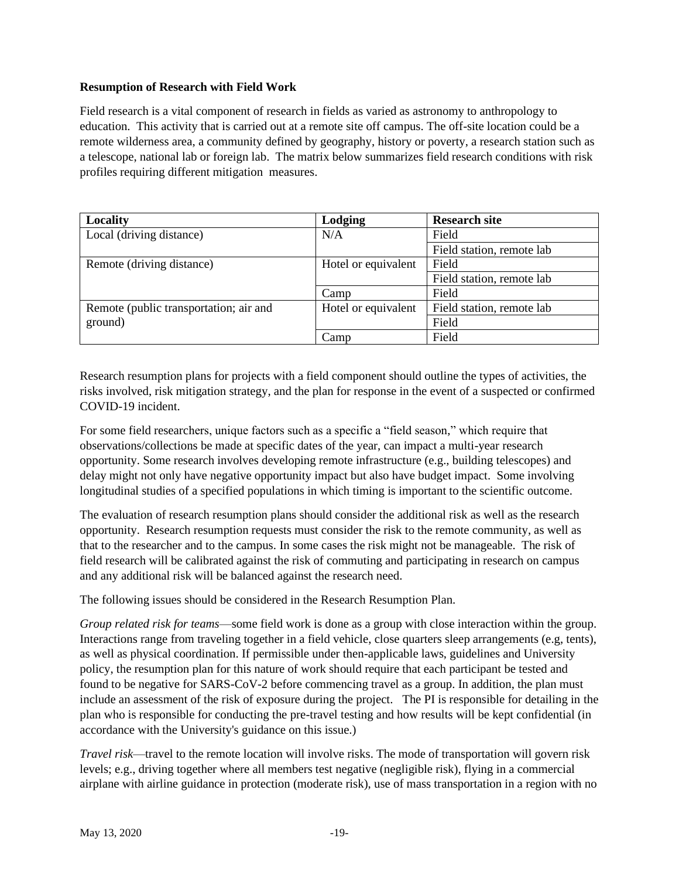**Resumption of Research with Field Work**

Field research is a vital component of research in fields as varied as astronomy to anthropology to education. This activity that is carried out at a remote site off campus. The off-site location could be a remote wilderness area, a community defined by geography, history or poverty, a research station such as a telescope, national lab or foreign lab. The matrix below summarizes field research conditions with risk profiles requiring different mitigation measures.

| Locality | Lodging | Research site |
|---|---|---|
| Local (driving distance) | N/A | Field |
| | | Field station, remote lab |
| Remote (driving distance) | Hotel or equivalent | Field |
| | | Field station, remote lab |
| | Camp | Field |
| Remote (public transportation; air and ground) | Hotel or equivalent | Field station, remote lab |
| | | Field |
| | Camp | Field |

Research resumption plans for projects with a field component should outline the types of activities, the risks involved, risk mitigation strategy, and the plan for response in the event of a suspected or confirmed COVID-19 incident.

For some field researchers, unique factors such as a specific a "field season," which require that observations/collections be made at specific dates of the year, can impact a multi-year research opportunity. Some research involves developing remote infrastructure (e.g., building telescopes) and delay might not only have negative opportunity impact but also have budget impact. Some involving longitudinal studies of a specified populations in which timing is important to the scientific outcome.

The evaluation of research resumption plans should consider the additional risk as well as the research opportunity. Research resumption requests must consider the risk to the remote community, as well as that to the researcher and to the campus. In some cases the risk might not be manageable. The risk of field research will be calibrated against the risk of commuting and participating in research on campus and any additional risk will be balanced against the research need.

The following issues should be considered in the Research Resumption Plan.

*Group related risk for teams*—some field work is done as a group with close interaction within the group. Interactions range from traveling together in a field vehicle, close quarters sleep arrangements (e.g, tents), as well as physical coordination. If permissible under then-applicable laws, guidelines and University policy, the resumption plan for this nature of work should require that each participant be tested and found to be negative for SARS-CoV-2 before commencing travel as a group. In addition, the plan must include an assessment of the risk of exposure during the project. The PI is responsible for detailing in the plan who is responsible for conducting the pre-travel testing and how results will be kept confidential (in accordance with the University's guidance on this issue.)

*Travel risk*—travel to the remote location will involve risks. The mode of transportation will govern risk levels; e.g., driving together where all members test negative (negligible risk), flying in a commercial airplane with airline guidance in protection (moderate risk), use of mass transportation in a region with no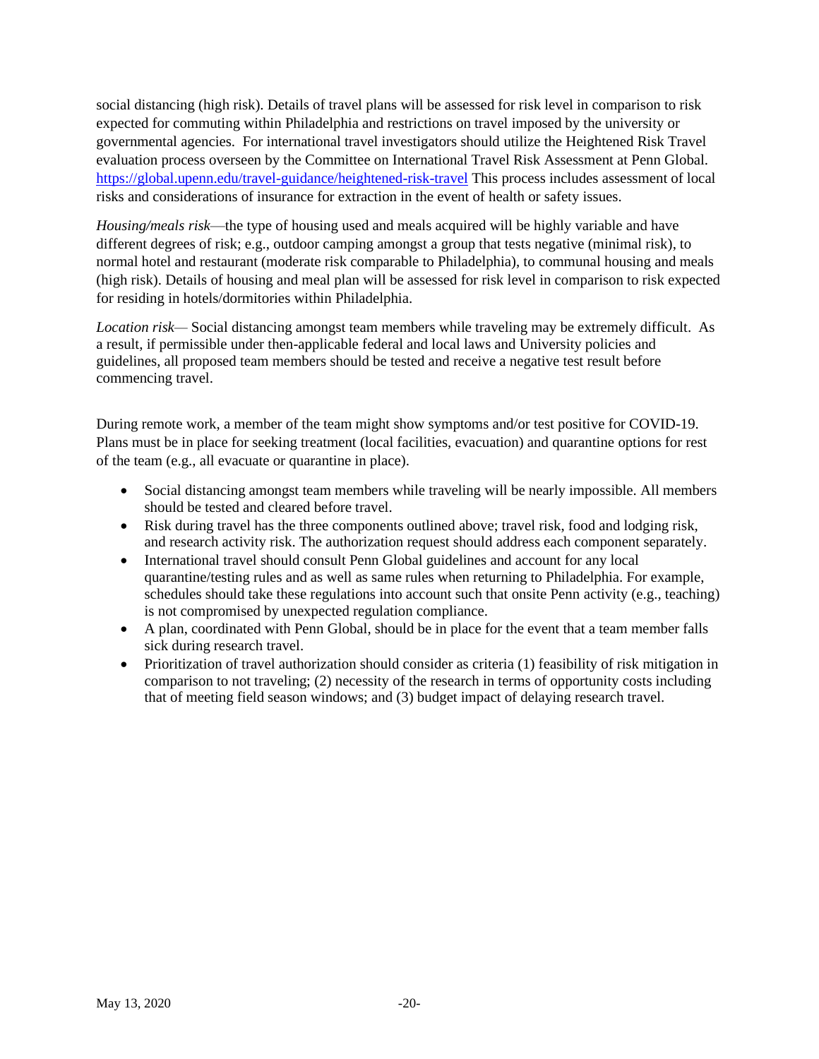social distancing (high risk). Details of travel plans will be assessed for risk level in comparison to risk expected for commuting within Philadelphia and restrictions on travel imposed by the university or governmental agencies. For international travel investigators should utilize the Heightened Risk Travel evaluation process overseen by the Committee on International Travel Risk Assessment at Penn Global. https://global.upenn.edu/travel-guidance/heightened-risk-travel This process includes assessment of local risks and considerations of insurance for extraction in the event of health or safety issues.

*Housing/meals risk*—the type of housing used and meals acquired will be highly variable and have different degrees of risk; e.g., outdoor camping amongst a group that tests negative (minimal risk), to normal hotel and restaurant (moderate risk comparable to Philadelphia), to communal housing and meals (high risk). Details of housing and meal plan will be assessed for risk level in comparison to risk expected for residing in hotels/dormitories within Philadelphia.

*Location risk*— Social distancing amongst team members while traveling may be extremely difficult. As a result, if permissible under then-applicable federal and local laws and University policies and guidelines, all proposed team members should be tested and receive a negative test result before commencing travel.

During remote work, a member of the team might show symptoms and/or test positive for COVID-19. Plans must be in place for seeking treatment (local facilities, evacuation) and quarantine options for rest of the team (e.g., all evacuate or quarantine in place).

- Social distancing amongst team members while traveling will be nearly impossible. All members should be tested and cleared before travel.
- Risk during travel has the three components outlined above; travel risk, food and lodging risk, and research activity risk. The authorization request should address each component separately.
- International travel should consult Penn Global guidelines and account for any local quarantine/testing rules and as well as same rules when returning to Philadelphia. For example, schedules should take these regulations into account such that onsite Penn activity (e.g., teaching) is not compromised by unexpected regulation compliance.
- A plan, coordinated with Penn Global, should be in place for the event that a team member falls sick during research travel.
- Prioritization of travel authorization should consider as criteria (1) feasibility of risk mitigation in comparison to not traveling; (2) necessity of the research in terms of opportunity costs including that of meeting field season windows; and (3) budget impact of delaying research travel.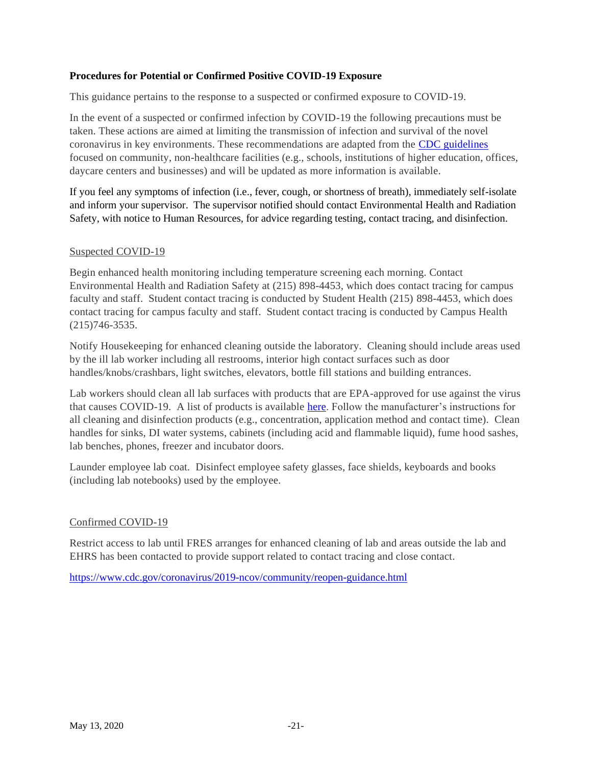**Procedures for Potential or Confirmed Positive COVID-19 Exposure**

This guidance pertains to the response to a suspected or confirmed exposure to COVID-19.

In the event of a suspected or confirmed infection by COVID-19 the following precautions must be taken. These actions are aimed at limiting the transmission of infection and survival of the novel coronavirus in key environments. These recommendations are adapted from the [CDC guidelines](https://www.cdc.gov/coronavirus/2019-ncov/community/reopen-guidance.html) focused on community, non-healthcare facilities (e.g., schools, institutions of higher education, offices, daycare centers and businesses) and will be updated as more information is available.

If you feel any symptoms of infection (i.e., fever, cough, or shortness of breath), immediately self-isolate and inform your supervisor. The supervisor notified should contact Environmental Health and Radiation Safety, with notice to Human Resources, for advice regarding testing, contact tracing, and disinfection.

Suspected COVID-19

Begin enhanced health monitoring including temperature screening each morning. Contact Environmental Health and Radiation Safety at (215) 898-4453, which does contact tracing for campus faculty and staff. Student contact tracing is conducted by Student Health (215) 898-4453, which does contact tracing for campus faculty and staff. Student contact tracing is conducted by Campus Health (215)746-3535.

Notify Housekeeping for enhanced cleaning outside the laboratory. Cleaning should include areas used by the ill lab worker including all restrooms, interior high contact surfaces such as door handles/knobs/crashbars, light switches, elevators, bottle fill stations and building entrances.

Lab workers should clean all lab surfaces with products that are EPA-approved for use against the virus that causes COVID-19. A list of products is available here. Follow the manufacturer's instructions for all cleaning and disinfection products (e.g., concentration, application method and contact time). Clean handles for sinks, DI water systems, cabinets (including acid and flammable liquid), fume hood sashes, lab benches, phones, freezer and incubator doors.

Launder employee lab coat. Disinfect employee safety glasses, face shields, keyboards and books (including lab notebooks) used by the employee.

Confirmed COVID-19

Restrict access to lab until FRES arranges for enhanced cleaning of lab and areas outside the lab and EHRS has been contacted to provide support related to contact tracing and close contact.

https://www.cdc.gov/coronavirus/2019-ncov/community/reopen-guidance.html